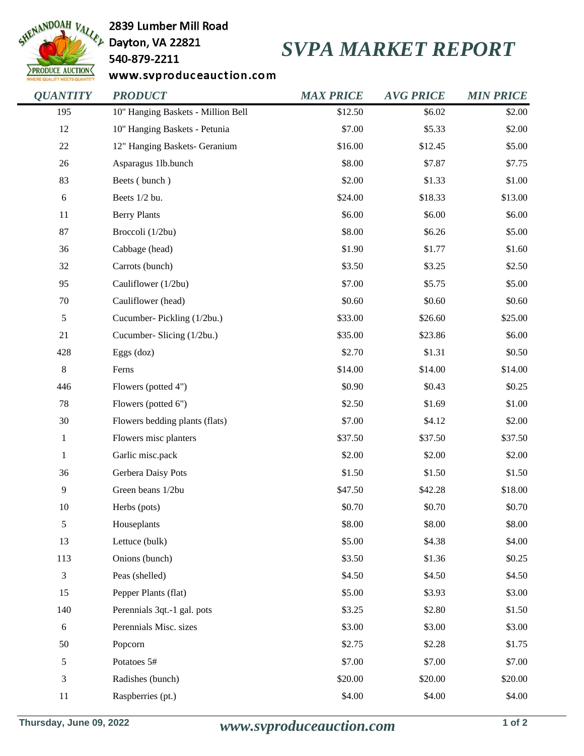2839 Lumber Mill Road
Dayton, VA 22821
540-879-2211
www.svproduceauction.com

# SVPA MARKET REPORT

| QUANTITY | PRODUCT | MAX PRICE | AVG PRICE | MIN PRICE |
|---|---|---|---|---|
| 195 | 10" Hanging Baskets - Million Bell | $12.50 | $6.02 | $2.00 |
| 12 | 10" Hanging Baskets - Petunia | $7.00 | $5.33 | $2.00 |
| 22 | 12" Hanging Baskets- Geranium | $16.00 | $12.45 | $5.00 |
| 26 | Asparagus 1lb.bunch | $8.00 | $7.87 | $7.75 |
| 83 | Beets ( bunch ) | $2.00 | $1.33 | $1.00 |
| 6 | Beets 1/2 bu. | $24.00 | $18.33 | $13.00 |
| 11 | Berry Plants | $6.00 | $6.00 | $6.00 |
| 87 | Broccoli (1/2bu) | $8.00 | $6.26 | $5.00 |
| 36 | Cabbage (head) | $1.90 | $1.77 | $1.60 |
| 32 | Carrots (bunch) | $3.50 | $3.25 | $2.50 |
| 95 | Cauliflower (1/2bu) | $7.00 | $5.75 | $5.00 |
| 70 | Cauliflower (head) | $0.60 | $0.60 | $0.60 |
| 5 | Cucumber- Pickling (1/2bu.) | $33.00 | $26.60 | $25.00 |
| 21 | Cucumber- Slicing (1/2bu.) | $35.00 | $23.86 | $6.00 |
| 428 | Eggs (doz) | $2.70 | $1.31 | $0.50 |
| 8 | Ferns | $14.00 | $14.00 | $14.00 |
| 446 | Flowers (potted 4") | $0.90 | $0.43 | $0.25 |
| 78 | Flowers (potted 6") | $2.50 | $1.69 | $1.00 |
| 30 | Flowers bedding plants (flats) | $7.00 | $4.12 | $2.00 |
| 1 | Flowers misc planters | $37.50 | $37.50 | $37.50 |
| 1 | Garlic misc.pack | $2.00 | $2.00 | $2.00 |
| 36 | Gerbera Daisy Pots | $1.50 | $1.50 | $1.50 |
| 9 | Green beans 1/2bu | $47.50 | $42.28 | $18.00 |
| 10 | Herbs (pots) | $0.70 | $0.70 | $0.70 |
| 5 | Houseplants | $8.00 | $8.00 | $8.00 |
| 13 | Lettuce (bulk) | $5.00 | $4.38 | $4.00 |
| 113 | Onions (bunch) | $3.50 | $1.36 | $0.25 |
| 3 | Peas (shelled) | $4.50 | $4.50 | $4.50 |
| 15 | Pepper Plants (flat) | $5.00 | $3.93 | $3.00 |
| 140 | Perennials 3qt.-1 gal. pots | $3.25 | $2.80 | $1.50 |
| 6 | Perennials Misc. sizes | $3.00 | $3.00 | $3.00 |
| 50 | Popcorn | $2.75 | $2.28 | $1.75 |
| 5 | Potatoes 5# | $7.00 | $7.00 | $7.00 |
| 3 | Radishes (bunch) | $20.00 | $20.00 | $20.00 |
| 11 | Raspberries (pt.) | $4.00 | $4.00 | $4.00 |

Thursday, June 09, 2022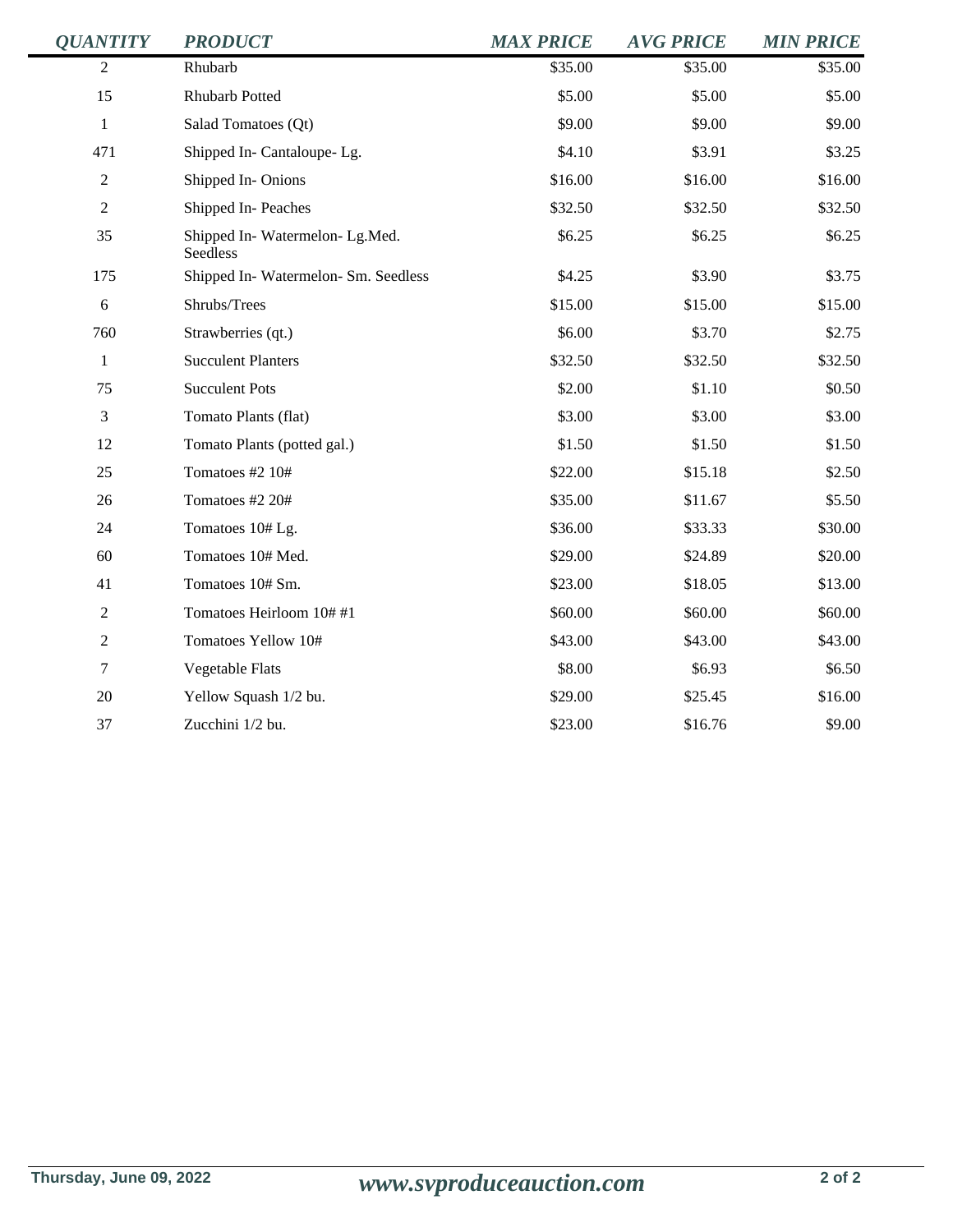| QUANTITY | PRODUCT | MAX PRICE | AVG PRICE | MIN PRICE |
|---|---|---|---|---|
| 2 | Rhubarb | $35.00 | $35.00 | $35.00 |
| 15 | Rhubarb Potted | $5.00 | $5.00 | $5.00 |
| 1 | Salad Tomatoes (Qt) | $9.00 | $9.00 | $9.00 |
| 471 | Shipped In- Cantaloupe- Lg. | $4.10 | $3.91 | $3.25 |
| 2 | Shipped In- Onions | $16.00 | $16.00 | $16.00 |
| 2 | Shipped In- Peaches | $32.50 | $32.50 | $32.50 |
| 35 | Shipped In- Watermelon- Lg.Med. Seedless | $6.25 | $6.25 | $6.25 |
| 175 | Shipped In- Watermelon- Sm. Seedless | $4.25 | $3.90 | $3.75 |
| 6 | Shrubs/Trees | $15.00 | $15.00 | $15.00 |
| 760 | Strawberries (qt.) | $6.00 | $3.70 | $2.75 |
| 1 | Succulent Planters | $32.50 | $32.50 | $32.50 |
| 75 | Succulent Pots | $2.00 | $1.10 | $0.50 |
| 3 | Tomato Plants (flat) | $3.00 | $3.00 | $3.00 |
| 12 | Tomato Plants (potted gal.) | $1.50 | $1.50 | $1.50 |
| 25 | Tomatoes #2 10# | $22.00 | $15.18 | $2.50 |
| 26 | Tomatoes #2 20# | $35.00 | $11.67 | $5.50 |
| 24 | Tomatoes 10# Lg. | $36.00 | $33.33 | $30.00 |
| 60 | Tomatoes 10# Med. | $29.00 | $24.89 | $20.00 |
| 41 | Tomatoes 10# Sm. | $23.00 | $18.05 | $13.00 |
| 2 | Tomatoes Heirloom 10# #1 | $60.00 | $60.00 | $60.00 |
| 2 | Tomatoes Yellow 10# | $43.00 | $43.00 | $43.00 |
| 7 | Vegetable Flats | $8.00 | $6.93 | $6.50 |
| 20 | Yellow Squash 1/2 bu. | $29.00 | $25.45 | $16.00 |
| 37 | Zucchini 1/2 bu. | $23.00 | $16.76 | $9.00 |